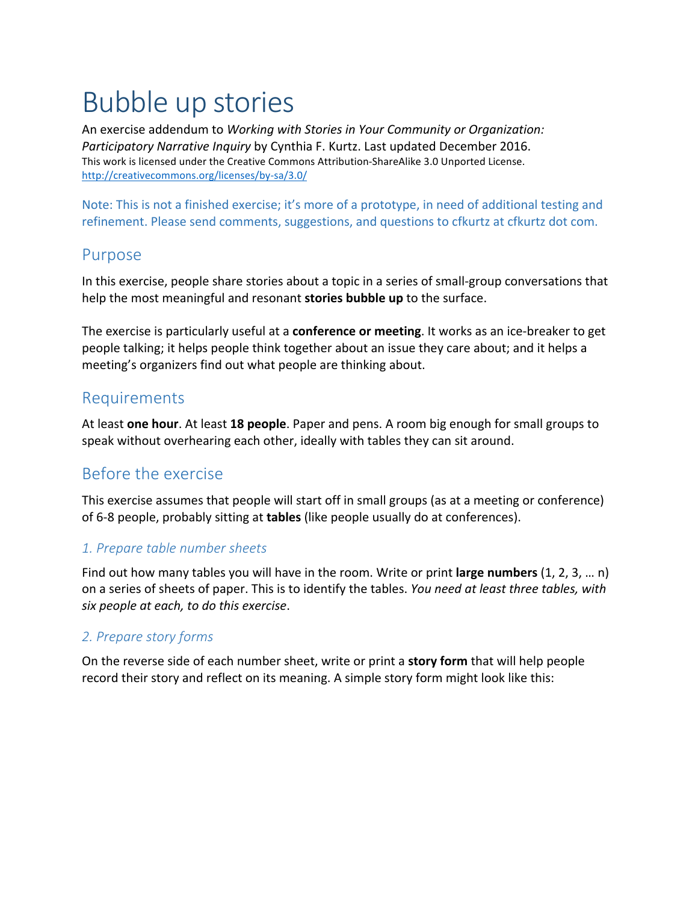# Bubble up stories

An exercise addendum to *Working with Stories in Your Community or Organization: Participatory Narrative Inquiry* by Cynthia F. Kurtz. Last updated December 2016.
This work is licensed under the Creative Commons Attribution-ShareAlike 3.0 Unported License.
http://creativecommons.org/licenses/by-sa/3.0/

Note: This is not a finished exercise; it's more of a prototype, in need of additional testing and refinement. Please send comments, suggestions, and questions to cfkurtz at cfkurtz dot com.

## Purpose

In this exercise, people share stories about a topic in a series of small-group conversations that help the most meaningful and resonant **stories bubble up** to the surface.

The exercise is particularly useful at a **conference or meeting**. It works as an ice-breaker to get people talking; it helps people think together about an issue they care about; and it helps a meeting's organizers find out what people are thinking about.

## Requirements

At least **one hour**. At least **18 people**. Paper and pens. A room big enough for small groups to speak without overhearing each other, ideally with tables they can sit around.

## Before the exercise

This exercise assumes that people will start off in small groups (as at a meeting or conference) of 6-8 people, probably sitting at **tables** (like people usually do at conferences).

### *1. Prepare table number sheets*

Find out how many tables you will have in the room. Write or print **large numbers** (1, 2, 3, … n) on a series of sheets of paper. This is to identify the tables. *You need at least three tables, with six people at each, to do this exercise*.

### *2. Prepare story forms*

On the reverse side of each number sheet, write or print a **story form** that will help people record their story and reflect on its meaning. A simple story form might look like this: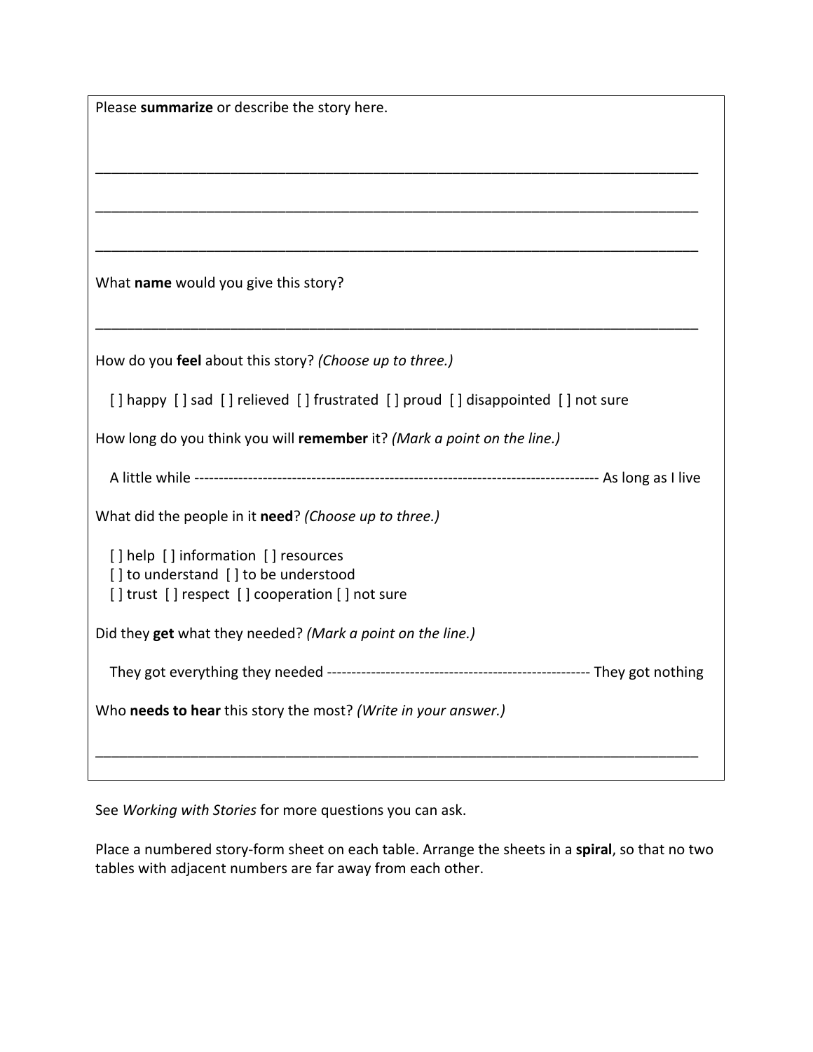Please **summarize** or describe the story here.

________________________________________________________________________________

________________________________________________________________________________

________________________________________________________________________________

What **name** would you give this story?

________________________________________________________________________________

How do you **feel** about this story? *(Choose up to three.)*

[ ] happy  [ ] sad  [ ] relieved  [ ] frustrated  [ ] proud  [ ] disappointed  [ ] not sure

How long do you think you will **remember** it? *(Mark a point on the line.)*

A little while ---------------------------------------------------------------------------------- As long as I live

What did the people in it **need**? *(Choose up to three.)*

[ ] help  [ ] information  [ ] resources
[ ] to understand  [ ] to be understood
[ ] trust  [ ] respect  [ ] cooperation [ ] not sure

Did they **get** what they needed? *(Mark a point on the line.)*

They got everything they needed ----------------------------------------------------- They got nothing

Who **needs to hear** this story the most? *(Write in your answer.)*

________________________________________________________________________________

See *Working with Stories* for more questions you can ask.

Place a numbered story-form sheet on each table. Arrange the sheets in a **spiral**, so that no two tables with adjacent numbers are far away from each other.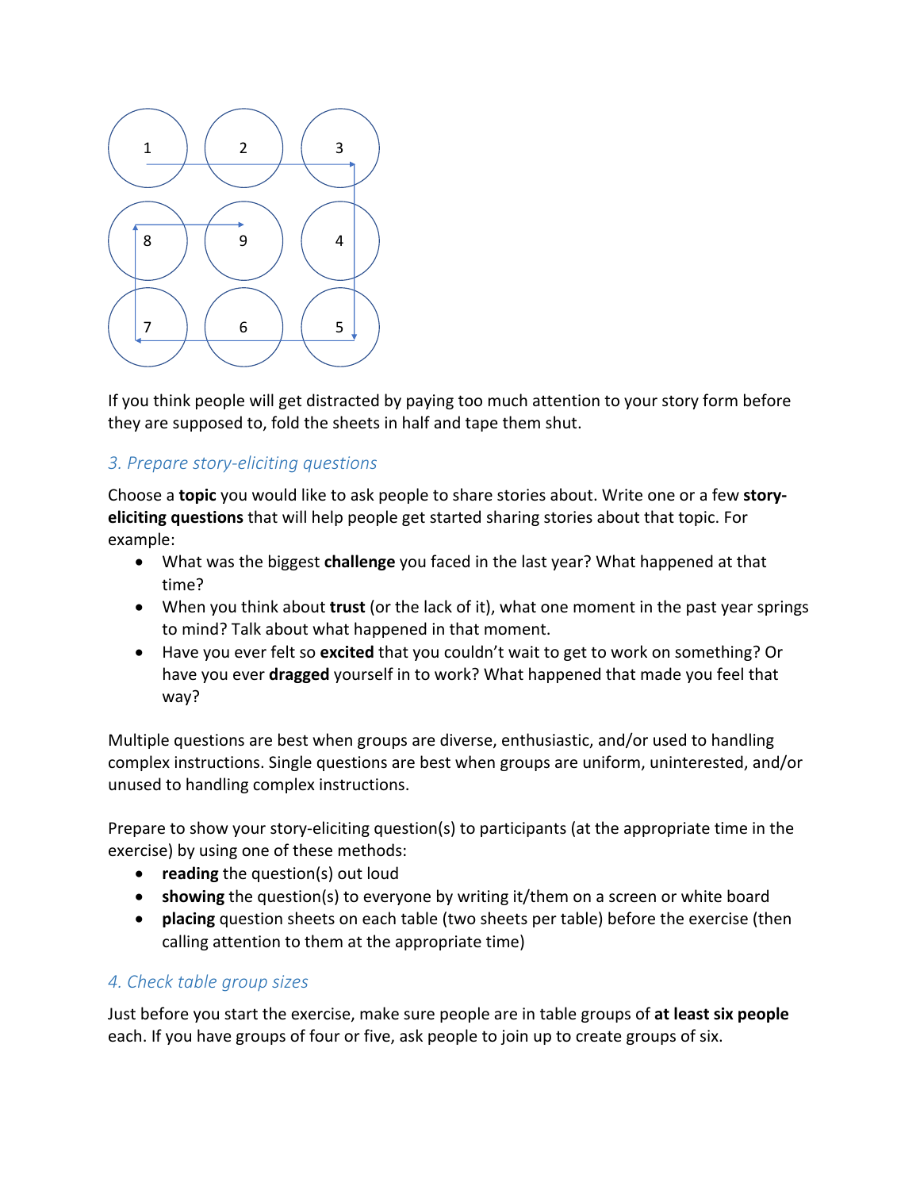If you think people will get distracted by paying too much attention to your story form before they are supposed to, fold the sheets in half and tape them shut.

### *3. Prepare story-eliciting questions*

Choose a **topic** you would like to ask people to share stories about. Write one or a few **story-eliciting questions** that will help people get started sharing stories about that topic. For example:

- What was the biggest **challenge** you faced in the last year? What happened at that time?
- When you think about **trust** (or the lack of it), what one moment in the past year springs to mind? Talk about what happened in that moment.
- Have you ever felt so **excited** that you couldn't wait to get to work on something? Or have you ever **dragged** yourself in to work? What happened that made you feel that way?

Multiple questions are best when groups are diverse, enthusiastic, and/or used to handling complex instructions. Single questions are best when groups are uniform, uninterested, and/or unused to handling complex instructions.

Prepare to show your story-eliciting question(s) to participants (at the appropriate time in the exercise) by using one of these methods:

- **reading** the question(s) out loud
- **showing** the question(s) to everyone by writing it/them on a screen or white board
- **placing** question sheets on each table (two sheets per table) before the exercise (then calling attention to them at the appropriate time)

### *4. Check table group sizes*

Just before you start the exercise, make sure people are in table groups of **at least six people** each. If you have groups of four or five, ask people to join up to create groups of six.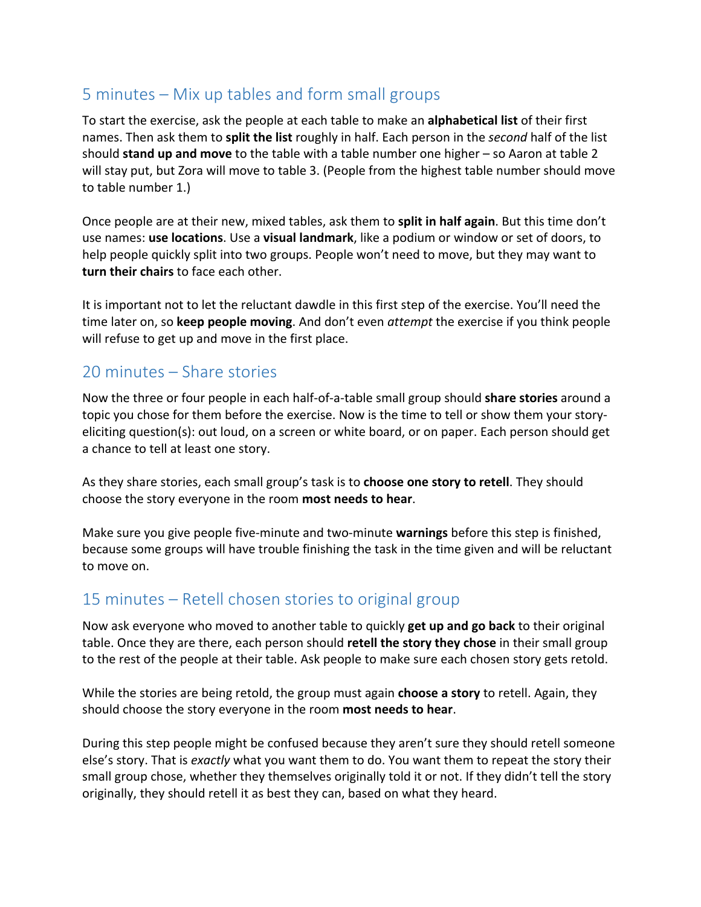## 5 minutes – Mix up tables and form small groups

To start the exercise, ask the people at each table to make an **alphabetical list** of their first names. Then ask them to **split the list** roughly in half. Each person in the *second* half of the list should **stand up and move** to the table with a table number one higher – so Aaron at table 2 will stay put, but Zora will move to table 3. (People from the highest table number should move to table number 1.)

Once people are at their new, mixed tables, ask them to **split in half again**. But this time don't use names: **use locations**. Use a **visual landmark**, like a podium or window or set of doors, to help people quickly split into two groups. People won't need to move, but they may want to **turn their chairs** to face each other.

It is important not to let the reluctant dawdle in this first step of the exercise. You'll need the time later on, so **keep people moving**. And don't even *attempt* the exercise if you think people will refuse to get up and move in the first place.

## 20 minutes – Share stories

Now the three or four people in each half-of-a-table small group should **share stories** around a topic you chose for them before the exercise. Now is the time to tell or show them your story-eliciting question(s): out loud, on a screen or white board, or on paper. Each person should get a chance to tell at least one story.

As they share stories, each small group's task is to **choose one story to retell**. They should choose the story everyone in the room **most needs to hear**.

Make sure you give people five-minute and two-minute **warnings** before this step is finished, because some groups will have trouble finishing the task in the time given and will be reluctant to move on.

## 15 minutes – Retell chosen stories to original group

Now ask everyone who moved to another table to quickly **get up and go back** to their original table. Once they are there, each person should **retell the story they chose** in their small group to the rest of the people at their table. Ask people to make sure each chosen story gets retold.

While the stories are being retold, the group must again **choose a story** to retell. Again, they should choose the story everyone in the room **most needs to hear**.

During this step people might be confused because they aren't sure they should retell someone else's story. That is *exactly* what you want them to do. You want them to repeat the story their small group chose, whether they themselves originally told it or not. If they didn't tell the story originally, they should retell it as best they can, based on what they heard.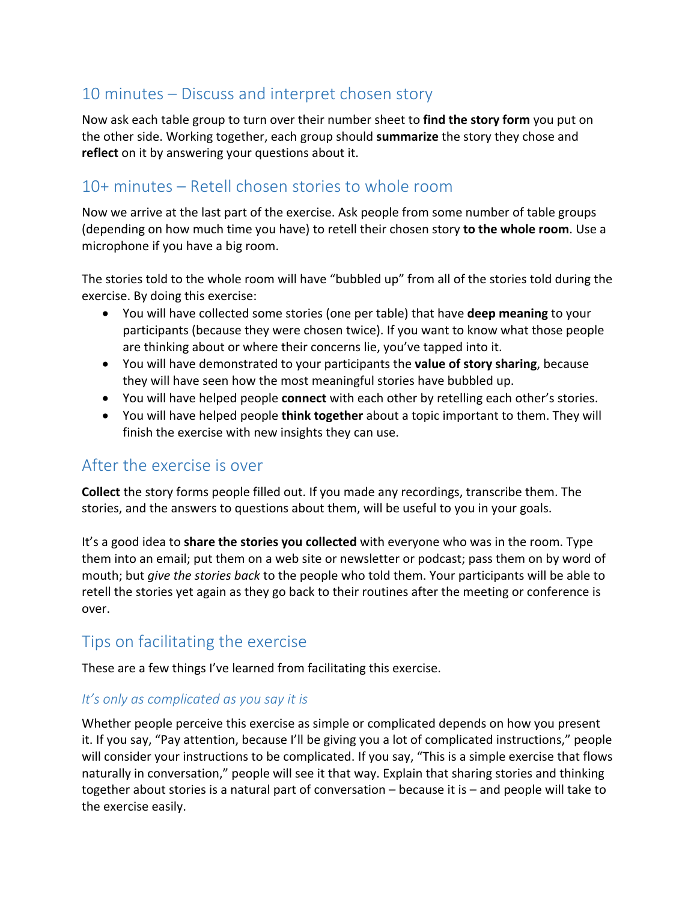## 10 minutes – Discuss and interpret chosen story

Now ask each table group to turn over their number sheet to **find the story form** you put on the other side. Working together, each group should **summarize** the story they chose and **reflect** on it by answering your questions about it.

## 10+ minutes – Retell chosen stories to whole room

Now we arrive at the last part of the exercise. Ask people from some number of table groups (depending on how much time you have) to retell their chosen story **to the whole room**. Use a microphone if you have a big room.

The stories told to the whole room will have "bubbled up" from all of the stories told during the exercise. By doing this exercise:

- You will have collected some stories (one per table) that have **deep meaning** to your participants (because they were chosen twice). If you want to know what those people are thinking about or where their concerns lie, you've tapped into it.
- You will have demonstrated to your participants the **value of story sharing**, because they will have seen how the most meaningful stories have bubbled up.
- You will have helped people **connect** with each other by retelling each other's stories.
- You will have helped people **think together** about a topic important to them. They will finish the exercise with new insights they can use.

## After the exercise is over

**Collect** the story forms people filled out. If you made any recordings, transcribe them. The stories, and the answers to questions about them, will be useful to you in your goals.

It's a good idea to **share the stories you collected** with everyone who was in the room. Type them into an email; put them on a web site or newsletter or podcast; pass them on by word of mouth; but *give the stories back* to the people who told them. Your participants will be able to retell the stories yet again as they go back to their routines after the meeting or conference is over.

## Tips on facilitating the exercise

These are a few things I've learned from facilitating this exercise.

### *It's only as complicated as you say it is*

Whether people perceive this exercise as simple or complicated depends on how you present it. If you say, "Pay attention, because I'll be giving you a lot of complicated instructions," people will consider your instructions to be complicated. If you say, "This is a simple exercise that flows naturally in conversation," people will see it that way. Explain that sharing stories and thinking together about stories is a natural part of conversation – because it is – and people will take to the exercise easily.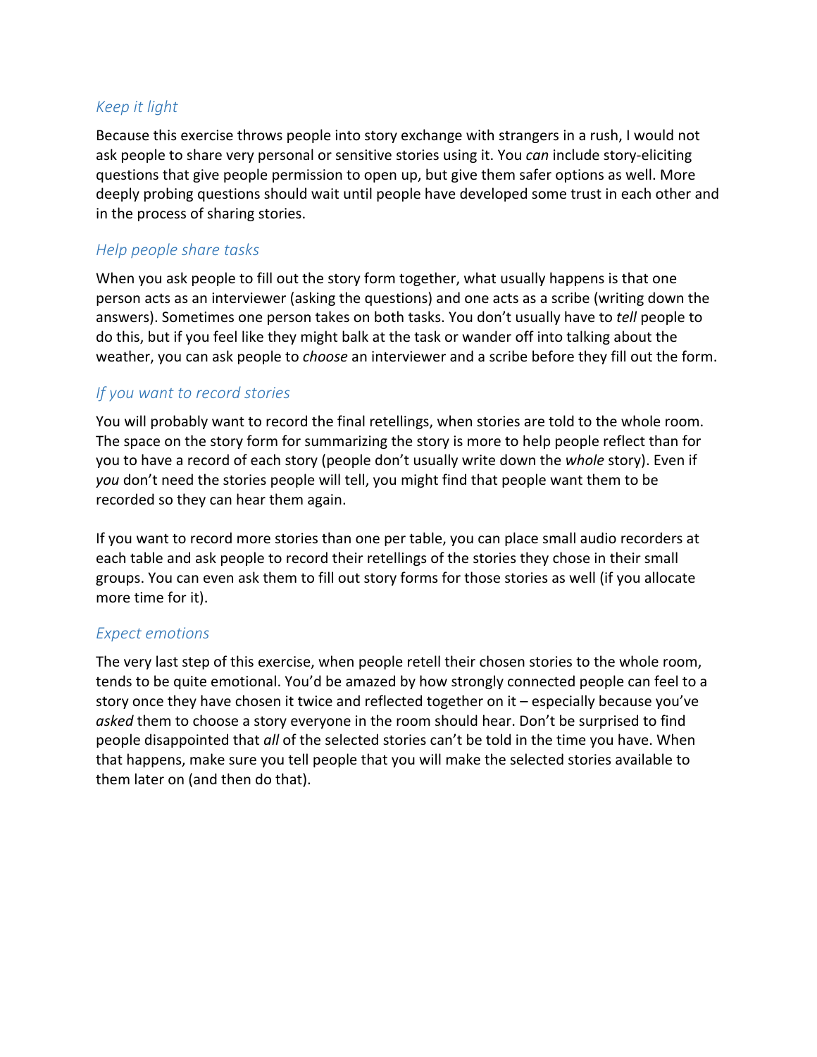### *Keep it light*

Because this exercise throws people into story exchange with strangers in a rush, I would not ask people to share very personal or sensitive stories using it. You *can* include story-eliciting questions that give people permission to open up, but give them safer options as well. More deeply probing questions should wait until people have developed some trust in each other and in the process of sharing stories.

### *Help people share tasks*

When you ask people to fill out the story form together, what usually happens is that one person acts as an interviewer (asking the questions) and one acts as a scribe (writing down the answers). Sometimes one person takes on both tasks. You don't usually have to *tell* people to do this, but if you feel like they might balk at the task or wander off into talking about the weather, you can ask people to *choose* an interviewer and a scribe before they fill out the form.

### *If you want to record stories*

You will probably want to record the final retellings, when stories are told to the whole room. The space on the story form for summarizing the story is more to help people reflect than for you to have a record of each story (people don't usually write down the *whole* story). Even if *you* don't need the stories people will tell, you might find that people want them to be recorded so they can hear them again.

If you want to record more stories than one per table, you can place small audio recorders at each table and ask people to record their retellings of the stories they chose in their small groups. You can even ask them to fill out story forms for those stories as well (if you allocate more time for it).

### *Expect emotions*

The very last step of this exercise, when people retell their chosen stories to the whole room, tends to be quite emotional. You'd be amazed by how strongly connected people can feel to a story once they have chosen it twice and reflected together on it – especially because you've *asked* them to choose a story everyone in the room should hear. Don't be surprised to find people disappointed that *all* of the selected stories can't be told in the time you have. When that happens, make sure you tell people that you will make the selected stories available to them later on (and then do that).